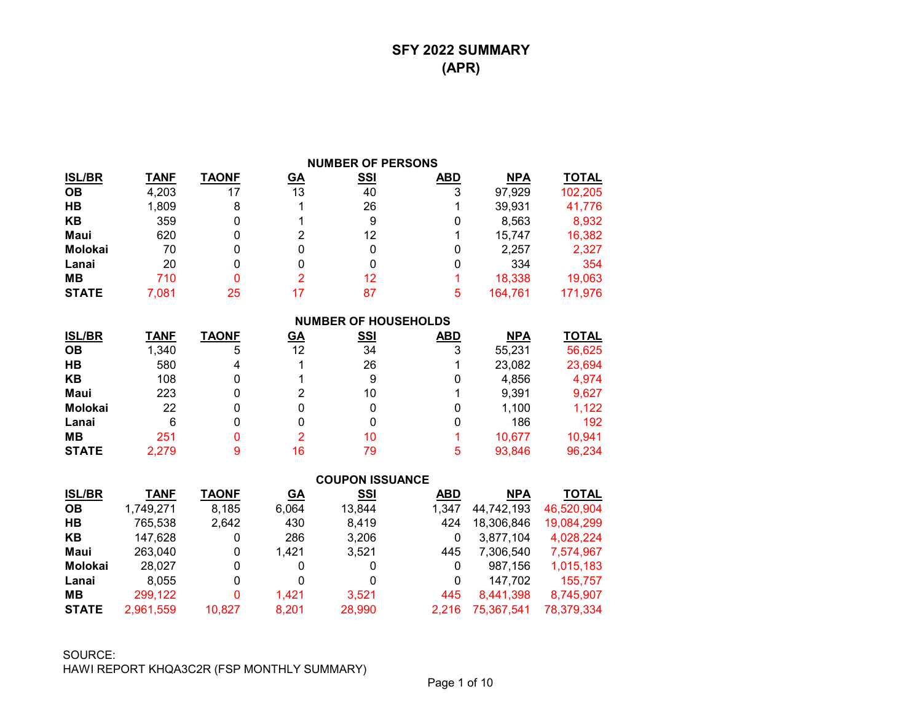# SFY 2022 SUMMARY
## (APR)

### NUMBER OF PERSONS

| ISL/BR | TANF | TAONF | GA | SSI | ABD | NPA | TOTAL |
|---|---|---|---|---|---|---|---|
| OB | 4,203 | 17 | 13 | 40 | 3 | 97,929 | 102,205 |
| HB | 1,809 | 8 | 1 | 26 | 1 | 39,931 | 41,776 |
| KB | 359 | 0 | 1 | 9 | 0 | 8,563 | 8,932 |
| Maui | 620 | 0 | 2 | 12 | 1 | 15,747 | 16,382 |
| Molokai | 70 | 0 | 0 | 0 | 0 | 2,257 | 2,327 |
| Lanai | 20 | 0 | 0 | 0 | 0 | 334 | 354 |
| MB | 710 | 0 | 2 | 12 | 1 | 18,338 | 19,063 |
| STATE | 7,081 | 25 | 17 | 87 | 5 | 164,761 | 171,976 |

### NUMBER OF HOUSEHOLDS

| ISL/BR | TANF | TAONF | GA | SSI | ABD | NPA | TOTAL |
|---|---|---|---|---|---|---|---|
| OB | 1,340 | 5 | 12 | 34 | 3 | 55,231 | 56,625 |
| HB | 580 | 4 | 1 | 26 | 1 | 23,082 | 23,694 |
| KB | 108 | 0 | 1 | 9 | 0 | 4,856 | 4,974 |
| Maui | 223 | 0 | 2 | 10 | 1 | 9,391 | 9,627 |
| Molokai | 22 | 0 | 0 | 0 | 0 | 1,100 | 1,122 |
| Lanai | 6 | 0 | 0 | 0 | 0 | 186 | 192 |
| MB | 251 | 0 | 2 | 10 | 1 | 10,677 | 10,941 |
| STATE | 2,279 | 9 | 16 | 79 | 5 | 93,846 | 96,234 |

### COUPON ISSUANCE

| ISL/BR | TANF | TAONF | GA | SSI | ABD | NPA | TOTAL |
|---|---|---|---|---|---|---|---|
| OB | 1,749,271 | 8,185 | 6,064 | 13,844 | 1,347 | 44,742,193 | 46,520,904 |
| HB | 765,538 | 2,642 | 430 | 8,419 | 424 | 18,306,846 | 19,084,299 |
| KB | 147,628 | 0 | 286 | 3,206 | 0 | 3,877,104 | 4,028,224 |
| Maui | 263,040 | 0 | 1,421 | 3,521 | 445 | 7,306,540 | 7,574,967 |
| Molokai | 28,027 | 0 | 0 | 0 | 0 | 987,156 | 1,015,183 |
| Lanai | 8,055 | 0 | 0 | 0 | 0 | 147,702 | 155,757 |
| MB | 299,122 | 0 | 1,421 | 3,521 | 445 | 8,441,398 | 8,745,907 |
| STATE | 2,961,559 | 10,827 | 8,201 | 28,990 | 2,216 | 75,367,541 | 78,379,334 |

SOURCE:
HAWI REPORT KHQA3C2R (FSP MONTHLY SUMMARY)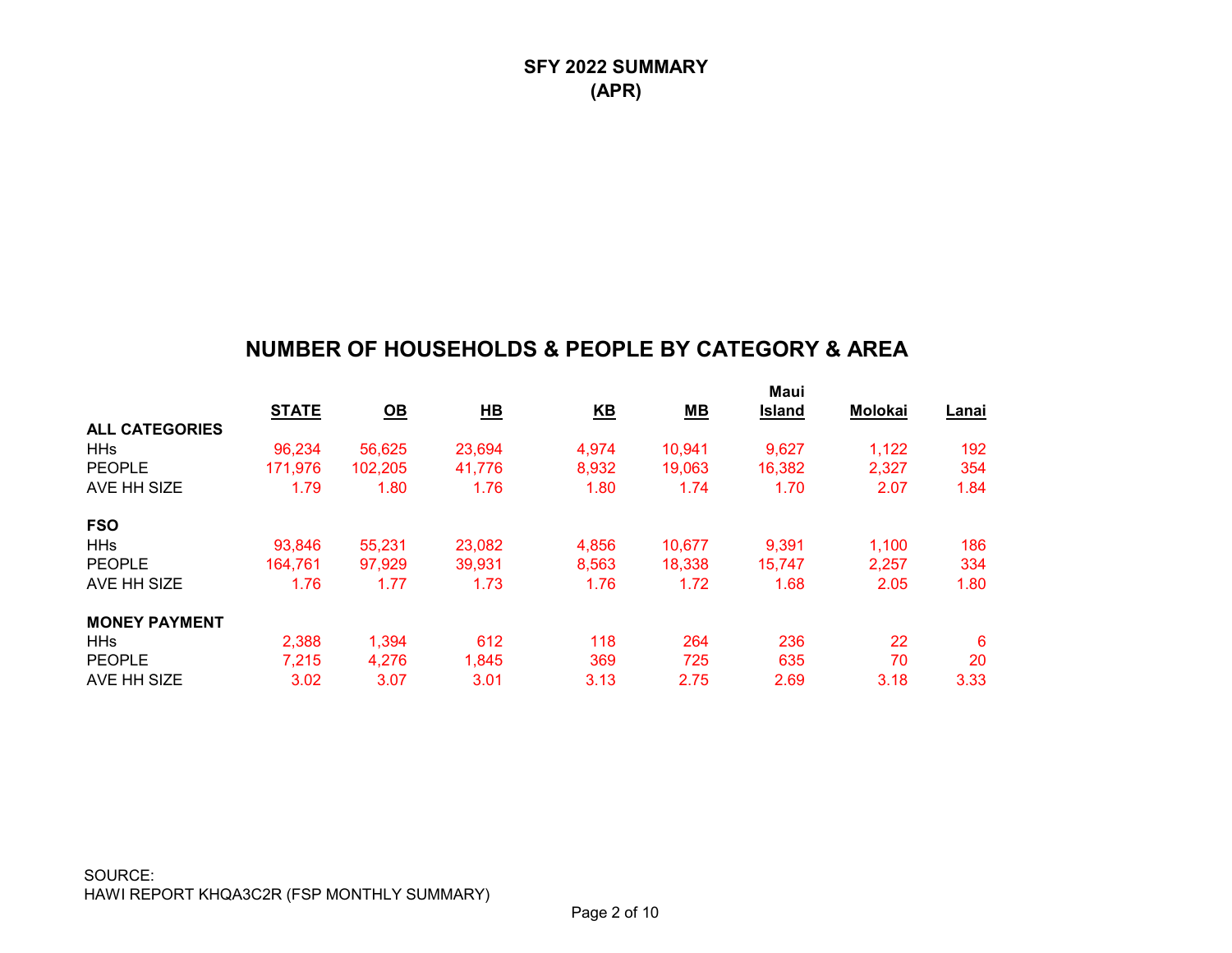# SFY 2022 SUMMARY
# (APR)

## NUMBER OF HOUSEHOLDS & PEOPLE BY CATEGORY & AREA

| | STATE | OB | HB | KB | MB | Maui Island | Molokai | Lanai |
|---|---|---|---|---|---|---|---|---|
| **ALL CATEGORIES** | | | | | | | | |
| HHs | 96,234 | 56,625 | 23,694 | 4,974 | 10,941 | 9,627 | 1,122 | 192 |
| PEOPLE | 171,976 | 102,205 | 41,776 | 8,932 | 19,063 | 16,382 | 2,327 | 354 |
| AVE HH SIZE | 1.79 | 1.80 | 1.76 | 1.80 | 1.74 | 1.70 | 2.07 | 1.84 |
| **FSO** | | | | | | | | |
| HHs | 93,846 | 55,231 | 23,082 | 4,856 | 10,677 | 9,391 | 1,100 | 186 |
| PEOPLE | 164,761 | 97,929 | 39,931 | 8,563 | 18,338 | 15,747 | 2,257 | 334 |
| AVE HH SIZE | 1.76 | 1.77 | 1.73 | 1.76 | 1.72 | 1.68 | 2.05 | 1.80 |
| **MONEY PAYMENT** | | | | | | | | |
| HHs | 2,388 | 1,394 | 612 | 118 | 264 | 236 | 22 | 6 |
| PEOPLE | 7,215 | 4,276 | 1,845 | 369 | 725 | 635 | 70 | 20 |
| AVE HH SIZE | 3.02 | 3.07 | 3.01 | 3.13 | 2.75 | 2.69 | 3.18 | 3.33 |

SOURCE:
HAWI REPORT KHQA3C2R (FSP MONTHLY SUMMARY)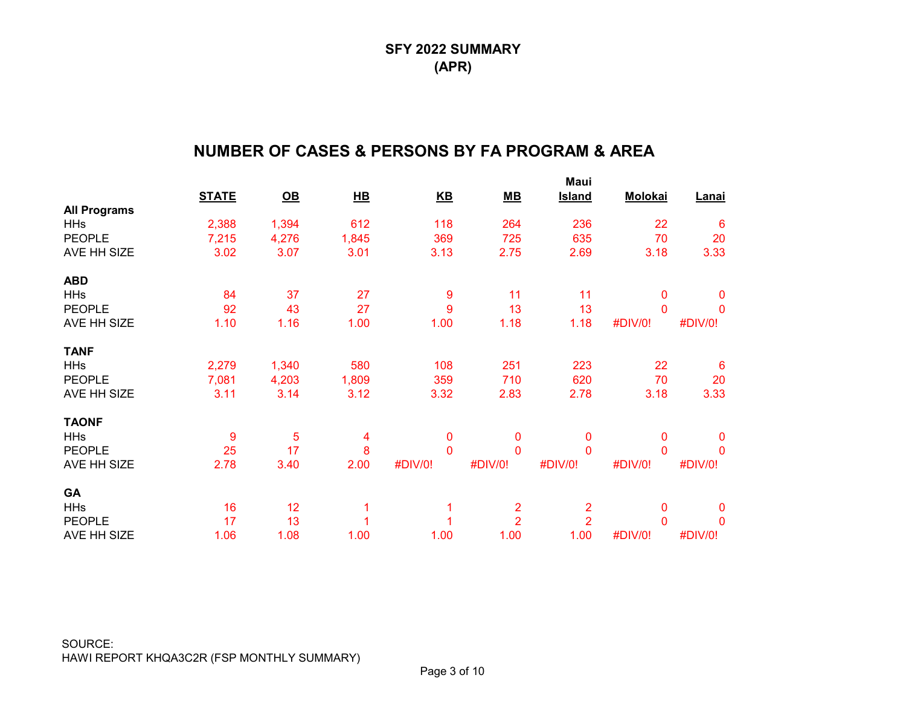# SFY 2022 SUMMARY
# (APR)

## NUMBER OF CASES & PERSONS BY FA PROGRAM & AREA

| | STATE | OB | HB | KB | MB | Maui Island | Molokai | Lanai |
|---|---|---|---|---|---|---|---|---|
| **All Programs** | | | | | | | | |
| HHs | 2,388 | 1,394 | 612 | 118 | 264 | 236 | 22 | 6 |
| PEOPLE | 7,215 | 4,276 | 1,845 | 369 | 725 | 635 | 70 | 20 |
| AVE HH SIZE | 3.02 | 3.07 | 3.01 | 3.13 | 2.75 | 2.69 | 3.18 | 3.33 |
| **ABD** | | | | | | | | |
| HHs | 84 | 37 | 27 | 9 | 11 | 11 | 0 | 0 |
| PEOPLE | 92 | 43 | 27 | 9 | 13 | 13 | 0 | 0 |
| AVE HH SIZE | 1.10 | 1.16 | 1.00 | 1.00 | 1.18 | 1.18 | #DIV/0! | #DIV/0! |
| **TANF** | | | | | | | | |
| HHs | 2,279 | 1,340 | 580 | 108 | 251 | 223 | 22 | 6 |
| PEOPLE | 7,081 | 4,203 | 1,809 | 359 | 710 | 620 | 70 | 20 |
| AVE HH SIZE | 3.11 | 3.14 | 3.12 | 3.32 | 2.83 | 2.78 | 3.18 | 3.33 |
| **TAONF** | | | | | | | | |
| HHs | 9 | 5 | 4 | 0 | 0 | 0 | 0 | 0 |
| PEOPLE | 25 | 17 | 8 | 0 | 0 | 0 | 0 | 0 |
| AVE HH SIZE | 2.78 | 3.40 | 2.00 | #DIV/0! | #DIV/0! | #DIV/0! | #DIV/0! | #DIV/0! |
| **GA** | | | | | | | | |
| HHs | 16 | 12 | 1 | 1 | 2 | 2 | 0 | 0 |
| PEOPLE | 17 | 13 | 1 | 1 | 2 | 2 | 0 | 0 |
| AVE HH SIZE | 1.06 | 1.08 | 1.00 | 1.00 | 1.00 | 1.00 | #DIV/0! | #DIV/0! |

SOURCE:
HAWI REPORT KHQA3C2R (FSP MONTHLY SUMMARY)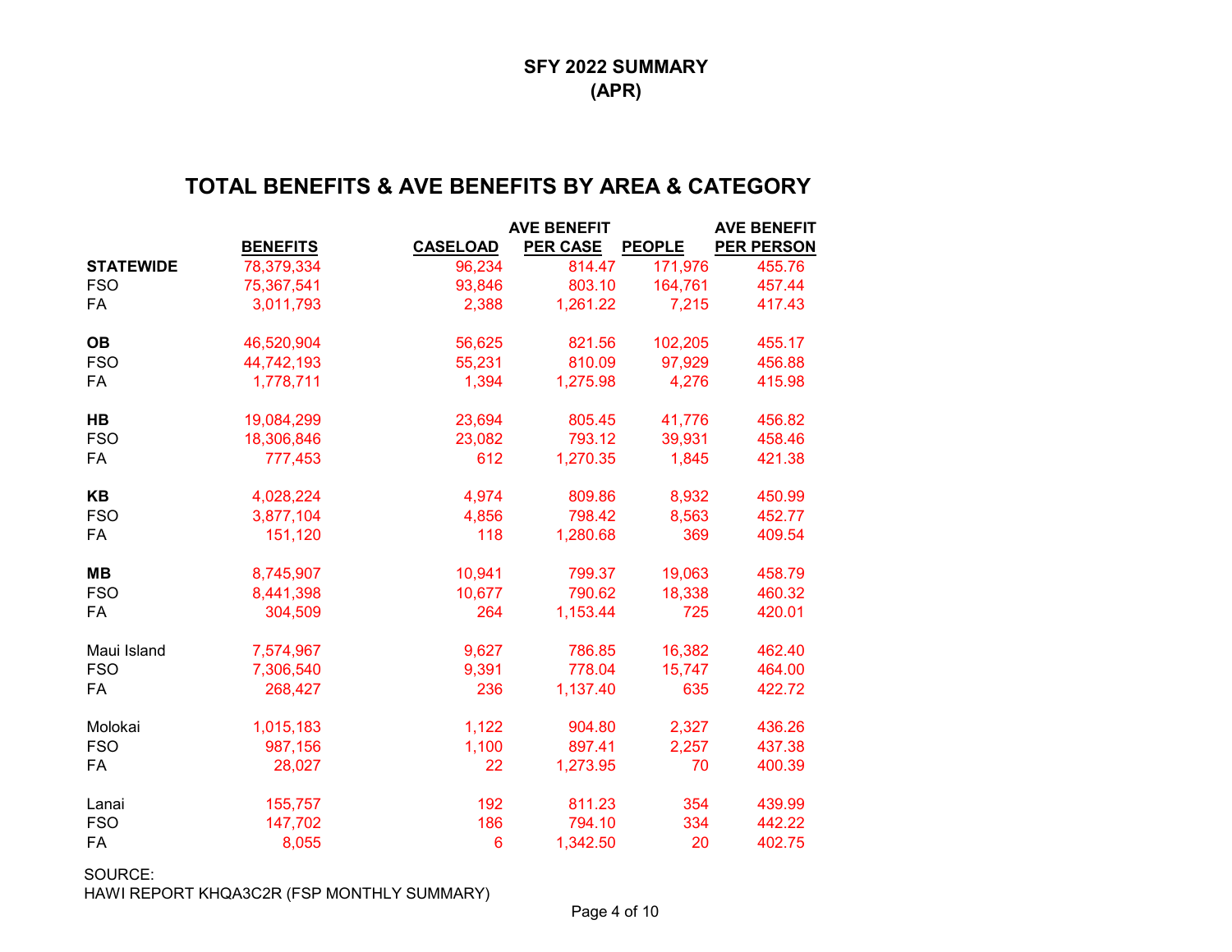# SFY 2022 SUMMARY
# (APR)

## TOTAL BENEFITS & AVE BENEFITS BY AREA & CATEGORY

| | BENEFITS | CASELOAD | AVE BENEFIT PER CASE | PEOPLE | AVE BENEFIT PER PERSON |
|---|---|---|---|---|---|
| **STATEWIDE** | 78,379,334 | 96,234 | 814.47 | 171,976 | 455.76 |
| FSO | 75,367,541 | 93,846 | 803.10 | 164,761 | 457.44 |
| FA | 3,011,793 | 2,388 | 1,261.22 | 7,215 | 417.43 |
| | | | | | |
| **OB** | 46,520,904 | 56,625 | 821.56 | 102,205 | 455.17 |
| FSO | 44,742,193 | 55,231 | 810.09 | 97,929 | 456.88 |
| FA | 1,778,711 | 1,394 | 1,275.98 | 4,276 | 415.98 |
| | | | | | |
| **HB** | 19,084,299 | 23,694 | 805.45 | 41,776 | 456.82 |
| FSO | 18,306,846 | 23,082 | 793.12 | 39,931 | 458.46 |
| FA | 777,453 | 612 | 1,270.35 | 1,845 | 421.38 |
| | | | | | |
| **KB** | 4,028,224 | 4,974 | 809.86 | 8,932 | 450.99 |
| FSO | 3,877,104 | 4,856 | 798.42 | 8,563 | 452.77 |
| FA | 151,120 | 118 | 1,280.68 | 369 | 409.54 |
| | | | | | |
| **MB** | 8,745,907 | 10,941 | 799.37 | 19,063 | 458.79 |
| FSO | 8,441,398 | 10,677 | 790.62 | 18,338 | 460.32 |
| FA | 304,509 | 264 | 1,153.44 | 725 | 420.01 |
| | | | | | |
| Maui Island | 7,574,967 | 9,627 | 786.85 | 16,382 | 462.40 |
| FSO | 7,306,540 | 9,391 | 778.04 | 15,747 | 464.00 |
| FA | 268,427 | 236 | 1,137.40 | 635 | 422.72 |
| | | | | | |
| Molokai | 1,015,183 | 1,122 | 904.80 | 2,327 | 436.26 |
| FSO | 987,156 | 1,100 | 897.41 | 2,257 | 437.38 |
| FA | 28,027 | 22 | 1,273.95 | 70 | 400.39 |
| | | | | | |
| Lanai | 155,757 | 192 | 811.23 | 354 | 439.99 |
| FSO | 147,702 | 186 | 794.10 | 334 | 442.22 |
| FA | 8,055 | 6 | 1,342.50 | 20 | 402.75 |

SOURCE:
HAWI REPORT KHQA3C2R (FSP MONTHLY SUMMARY)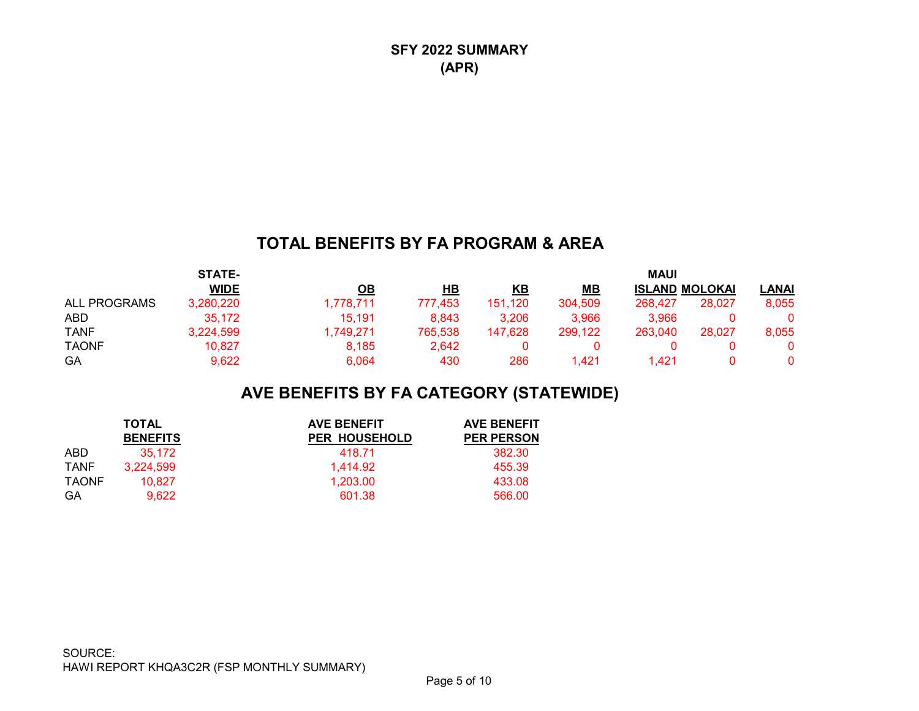# SFY 2022 SUMMARY
# (APR)

## TOTAL BENEFITS BY FA PROGRAM & AREA

| | STATE-WIDE | OB | HB | KB | MB | MAUI ISLAND | MOLOKAI | LANAI |
|---|---|---|---|---|---|---|---|---|
| ALL PROGRAMS | 3,280,220 | 1,778,711 | 777,453 | 151,120 | 304,509 | 268,427 | 28,027 | 8,055 |
| ABD | 35,172 | 15,191 | 8,843 | 3,206 | 3,966 | 3,966 | 0 | 0 |
| TANF | 3,224,599 | 1,749,271 | 765,538 | 147,628 | 299,122 | 263,040 | 28,027 | 8,055 |
| TAONF | 10,827 | 8,185 | 2,642 | 0 | 0 | 0 | 0 | 0 |
| GA | 9,622 | 6,064 | 430 | 286 | 1,421 | 1,421 | 0 | 0 |

## AVE BENEFITS BY FA CATEGORY (STATEWIDE)

| | TOTAL BENEFITS | AVE BENEFIT PER HOUSEHOLD | AVE BENEFIT PER PERSON |
|---|---|---|---|
| ABD | 35,172 | 418.71 | 382.30 |
| TANF | 3,224,599 | 1,414.92 | 455.39 |
| TAONF | 10,827 | 1,203.00 | 433.08 |
| GA | 9,622 | 601.38 | 566.00 |

SOURCE:
HAWI REPORT KHQA3C2R (FSP MONTHLY SUMMARY)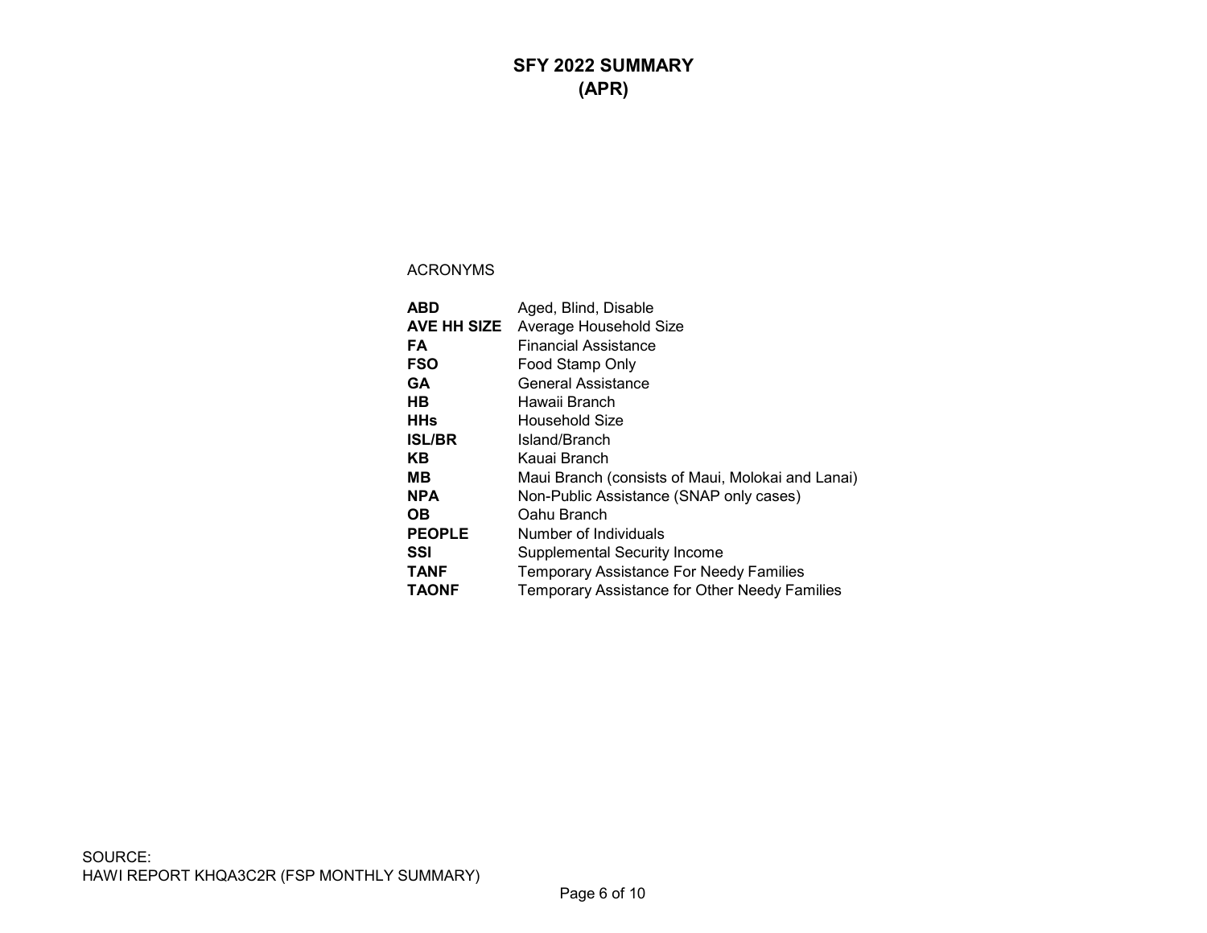# SFY 2022 SUMMARY
## (APR)

ACRONYMS

| | |
|---|---|
| **ABD** | Aged, Blind, Disable |
| **AVE HH SIZE** | Average Household Size |
| **FA** | Financial Assistance |
| **FSO** | Food Stamp Only |
| **GA** | General Assistance |
| **HB** | Hawaii Branch |
| **HHs** | Household Size |
| **ISL/BR** | Island/Branch |
| **KB** | Kauai Branch |
| **MB** | Maui Branch (consists of Maui, Molokai and Lanai) |
| **NPA** | Non-Public Assistance (SNAP only cases) |
| **OB** | Oahu Branch |
| **PEOPLE** | Number of Individuals |
| **SSI** | Supplemental Security Income |
| **TANF** | Temporary Assistance For Needy Families |
| **TAONF** | Temporary Assistance for Other Needy Families |

SOURCE:
HAWI REPORT KHQA3C2R (FSP MONTHLY SUMMARY)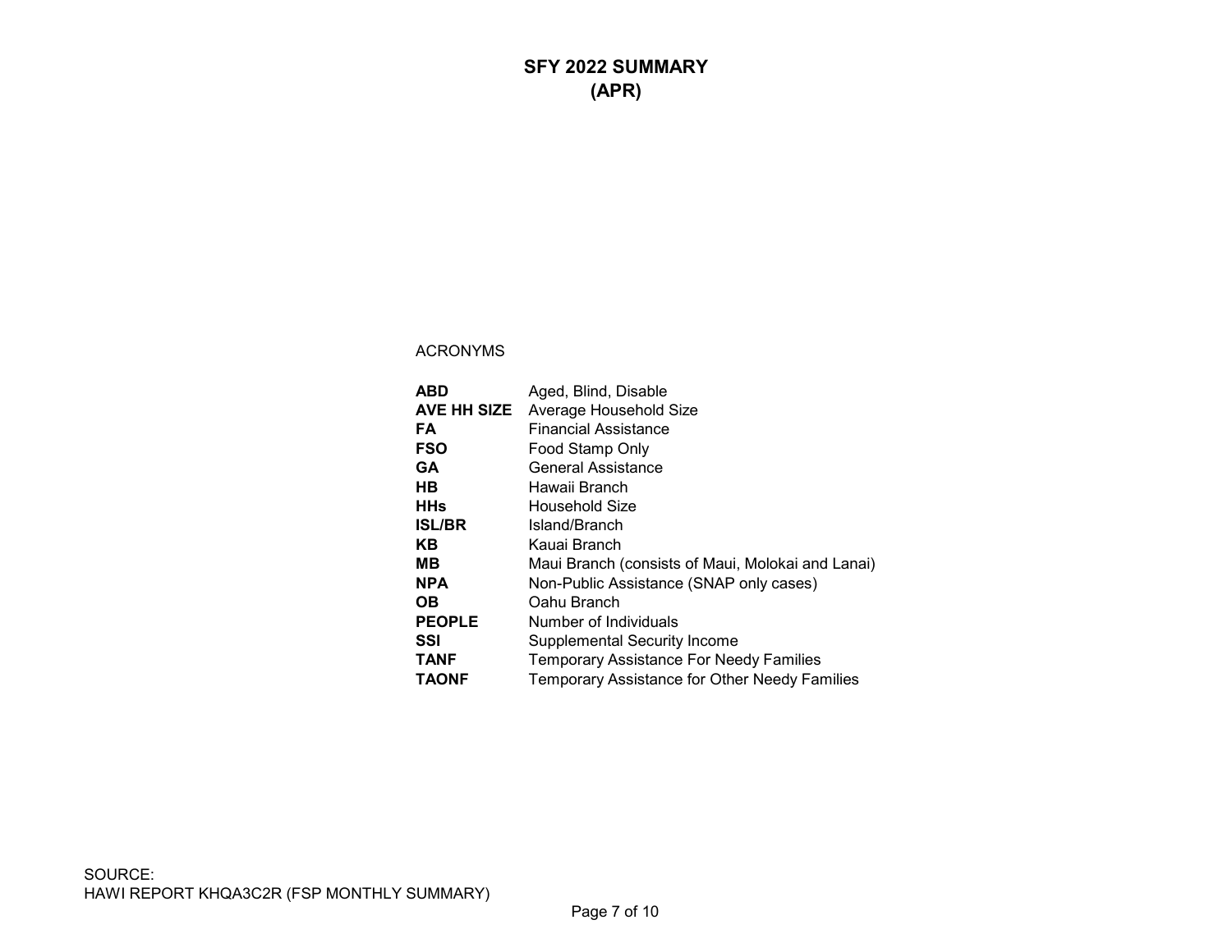# SFY 2022 SUMMARY
## (APR)

ACRONYMS

| | |
|---|---|
| **ABD** | Aged, Blind, Disable |
| **AVE HH SIZE** | Average Household Size |
| **FA** | Financial Assistance |
| **FSO** | Food Stamp Only |
| **GA** | General Assistance |
| **HB** | Hawaii Branch |
| **HHs** | Household Size |
| **ISL/BR** | Island/Branch |
| **KB** | Kauai Branch |
| **MB** | Maui Branch (consists of Maui, Molokai and Lanai) |
| **NPA** | Non-Public Assistance (SNAP only cases) |
| **OB** | Oahu Branch |
| **PEOPLE** | Number of Individuals |
| **SSI** | Supplemental Security Income |
| **TANF** | Temporary Assistance For Needy Families |
| **TAONF** | Temporary Assistance for Other Needy Families |

SOURCE:
HAWI REPORT KHQA3C2R (FSP MONTHLY SUMMARY)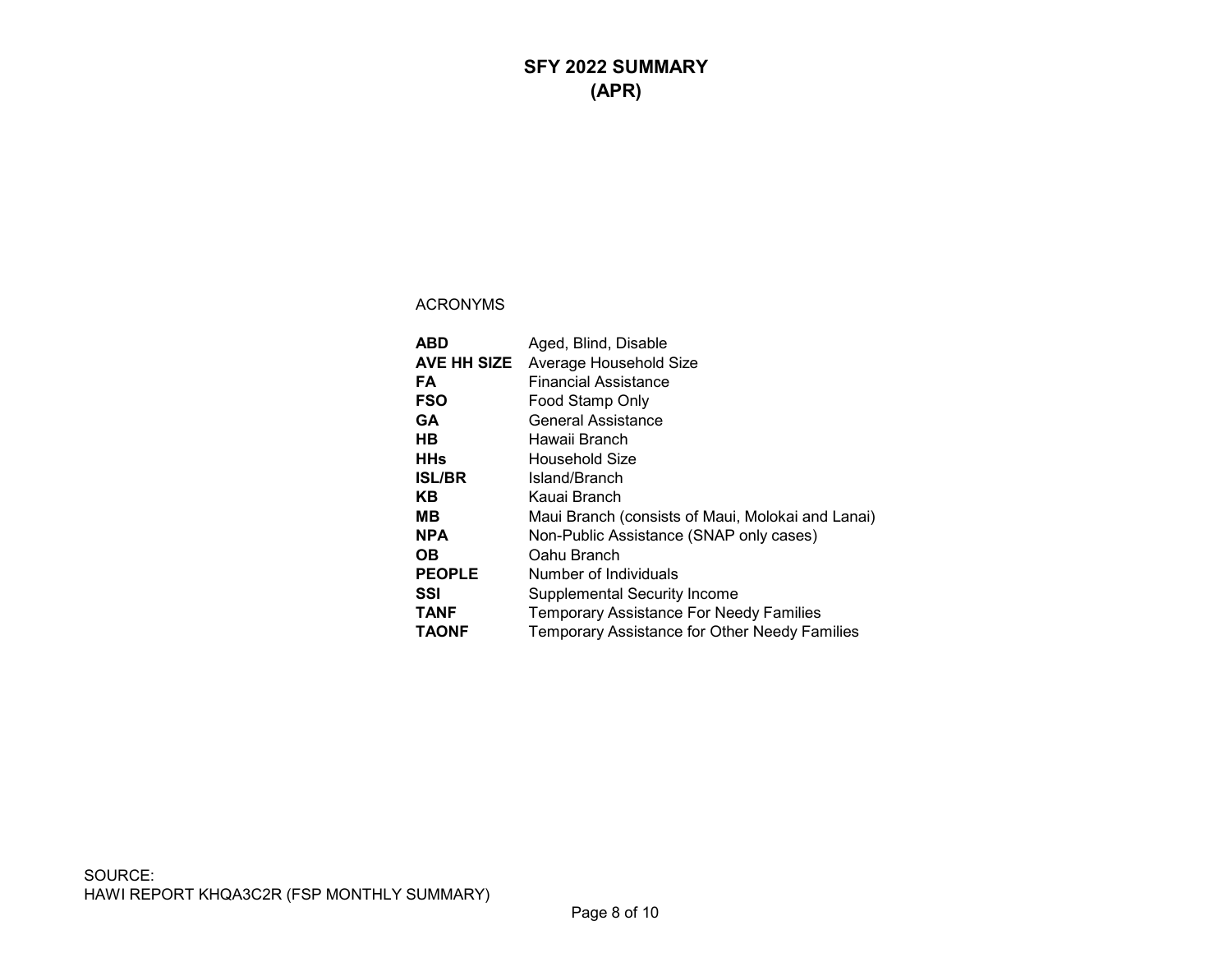# SFY 2022 SUMMARY
## (APR)

ACRONYMS

| | |
|---|---|
| **ABD** | Aged, Blind, Disable |
| **AVE HH SIZE** | Average Household Size |
| **FA** | Financial Assistance |
| **FSO** | Food Stamp Only |
| **GA** | General Assistance |
| **HB** | Hawaii Branch |
| **HHs** | Household Size |
| **ISL/BR** | Island/Branch |
| **KB** | Kauai Branch |
| **MB** | Maui Branch (consists of Maui, Molokai and Lanai) |
| **NPA** | Non-Public Assistance (SNAP only cases) |
| **OB** | Oahu Branch |
| **PEOPLE** | Number of Individuals |
| **SSI** | Supplemental Security Income |
| **TANF** | Temporary Assistance For Needy Families |
| **TAONF** | Temporary Assistance for Other Needy Families |

SOURCE:
HAWI REPORT KHQA3C2R (FSP MONTHLY SUMMARY)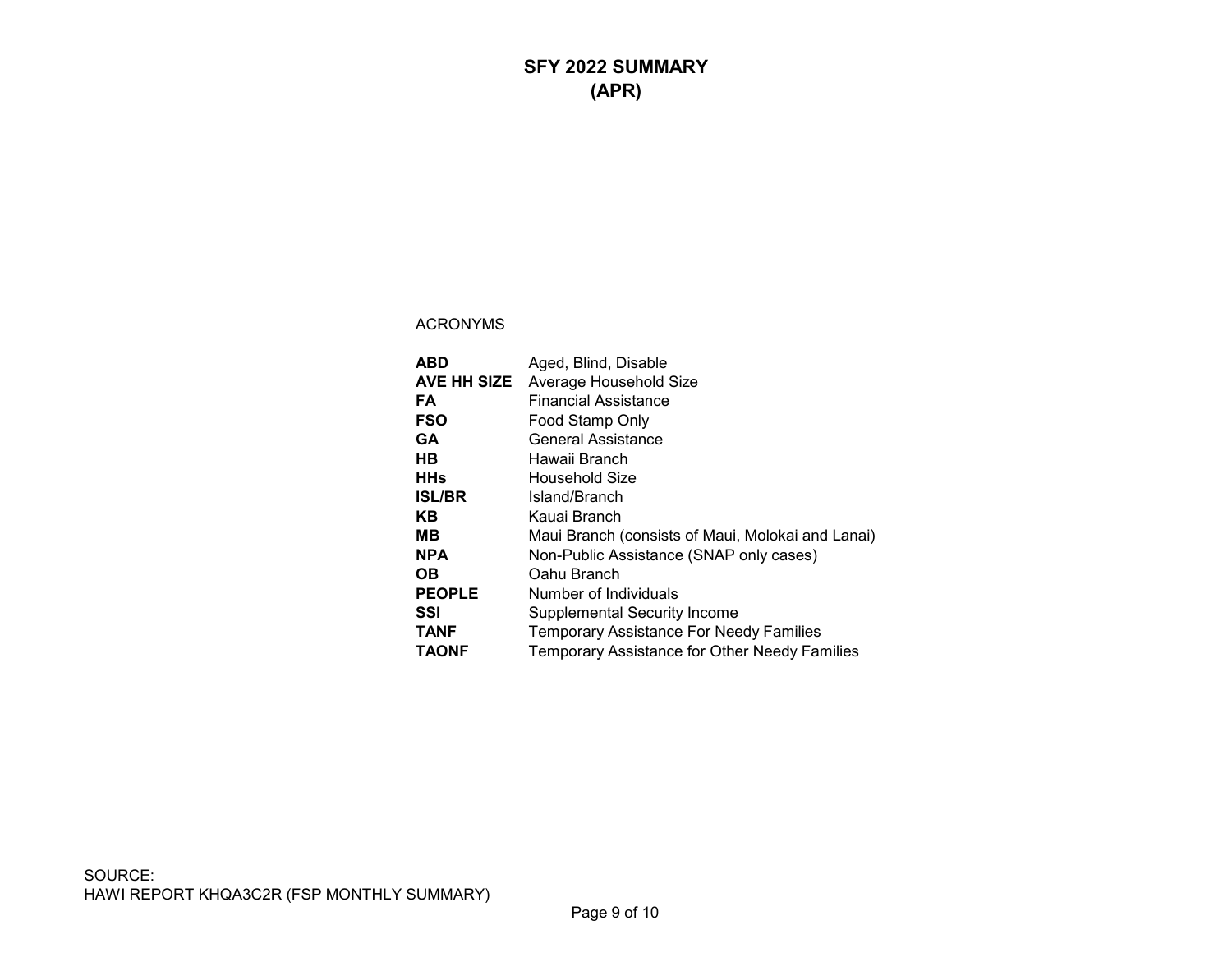# SFY 2022 SUMMARY
## (APR)

ACRONYMS

| | |
|---|---|
| **ABD** | Aged, Blind, Disable |
| **AVE HH SIZE** | Average Household Size |
| **FA** | Financial Assistance |
| **FSO** | Food Stamp Only |
| **GA** | General Assistance |
| **HB** | Hawaii Branch |
| **HHs** | Household Size |
| **ISL/BR** | Island/Branch |
| **KB** | Kauai Branch |
| **MB** | Maui Branch (consists of Maui, Molokai and Lanai) |
| **NPA** | Non-Public Assistance (SNAP only cases) |
| **OB** | Oahu Branch |
| **PEOPLE** | Number of Individuals |
| **SSI** | Supplemental Security Income |
| **TANF** | Temporary Assistance For Needy Families |
| **TAONF** | Temporary Assistance for Other Needy Families |

SOURCE:
HAWI REPORT KHQA3C2R (FSP MONTHLY SUMMARY)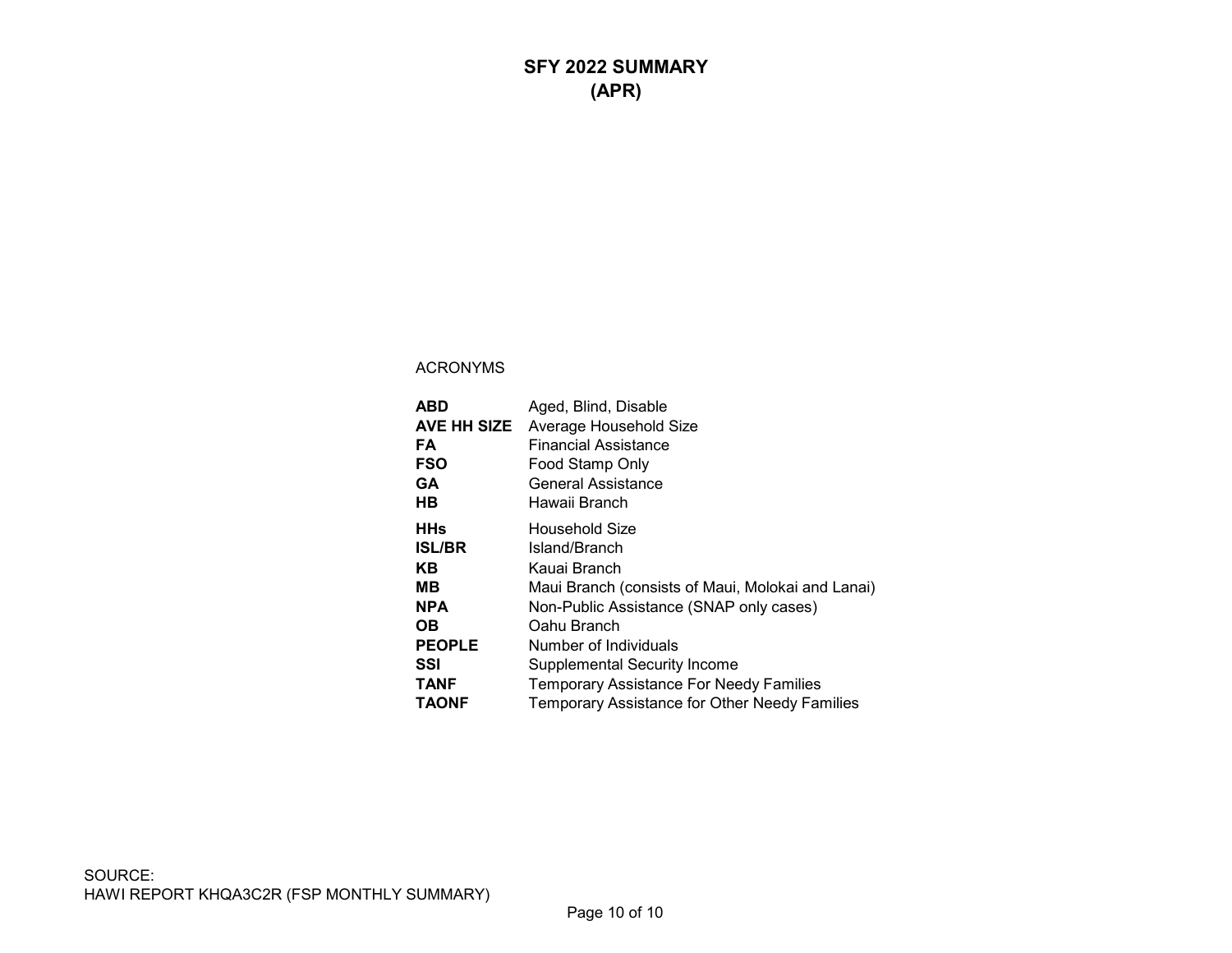# SFY 2022 SUMMARY
## (APR)

ACRONYMS

| | |
|---|---|
| **ABD** | Aged, Blind, Disable |
| **AVE HH SIZE** | Average Household Size |
| **FA** | Financial Assistance |
| **FSO** | Food Stamp Only |
| **GA** | General Assistance |
| **HB** | Hawaii Branch |
| **HHs** | Household Size |
| **ISL/BR** | Island/Branch |
| **KB** | Kauai Branch |
| **MB** | Maui Branch (consists of Maui, Molokai and Lanai) |
| **NPA** | Non-Public Assistance (SNAP only cases) |
| **OB** | Oahu Branch |
| **PEOPLE** | Number of Individuals |
| **SSI** | Supplemental Security Income |
| **TANF** | Temporary Assistance For Needy Families |
| **TAONF** | Temporary Assistance for Other Needy Families |

SOURCE:
HAWI REPORT KHQA3C2R (FSP MONTHLY SUMMARY)